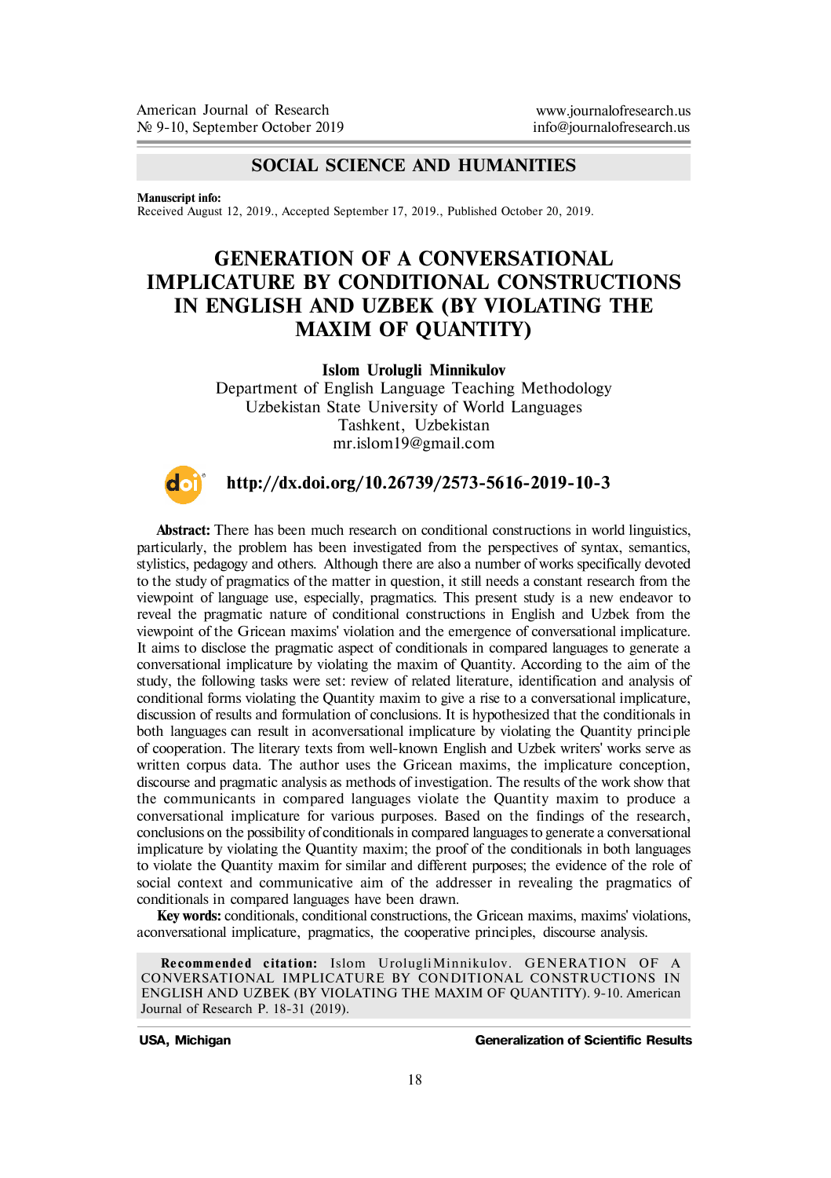**SOCIAL SCIENCE AND HUMANITIES**

**Manuscript info:**
Received August 12, 2019., Accepted September 17, 2019., Published October 20, 2019.

# GENERATION OF A CONVERSATIONAL IMPLICATURE BY CONDITIONAL CONSTRUCTIONS IN ENGLISH AND UZBEK (BY VIOLATING THE MAXIM OF QUANTITY)

**Islom Urolugli Minnikulov**
Department of English Language Teaching Methodology
Uzbekistan State University of World Languages
Tashkent, Uzbekistan
mr.islom19@gmail.com

**http://dx.doi.org/10.26739/2573-5616-2019-10-3**

**Abstract:** There has been much research on conditional constructions in world linguistics, particularly, the problem has been investigated from the perspectives of syntax, semantics, stylistics, pedagogy and others. Although there are also a number of works specifically devoted to the study of pragmatics of the matter in question, it still needs a constant research from the viewpoint of language use, especially, pragmatics. This present study is a new endeavor to reveal the pragmatic nature of conditional constructions in English and Uzbek from the viewpoint of the Gricean maxims' violation and the emergence of conversational implicature. It aims to disclose the pragmatic aspect of conditionals in compared languages to generate a conversational implicature by violating the maxim of Quantity. According to the aim of the study, the following tasks were set: review of related literature, identification and analysis of conditional forms violating the Quantity maxim to give a rise to a conversational implicature, discussion of results and formulation of conclusions. It is hypothesized that the conditionals in both languages can result in aconversational implicature by violating the Quantity principle of cooperation. The literary texts from well-known English and Uzbek writers' works serve as written corpus data. The author uses the Gricean maxims, the implicature conception, discourse and pragmatic analysis as methods of investigation. The results of the work show that the communicants in compared languages violate the Quantity maxim to produce a conversational implicature for various purposes. Based on the findings of the research, conclusions on the possibility of conditionals in compared languages to generate a conversational implicature by violating the Quantity maxim; the proof of the conditionals in both languages to violate the Quantity maxim for similar and different purposes; the evidence of the role of social context and communicative aim of the addresser in revealing the pragmatics of conditionals in compared languages have been drawn.

**Key words:** conditionals, conditional constructions, the Gricean maxims, maxims' violations, aconversational implicature, pragmatics, the cooperative principles, discourse analysis.

**Recommended citation:** Islom UrolugliMinnikulov. GENERATION OF A CONVERSATIONAL IMPLICATURE BY CONDITIONAL CONSTRUCTIONS IN ENGLISH AND UZBEK (BY VIOLATING THE MAXIM OF QUANTITY). 9-10. American Journal of Research P. 18-31 (2019).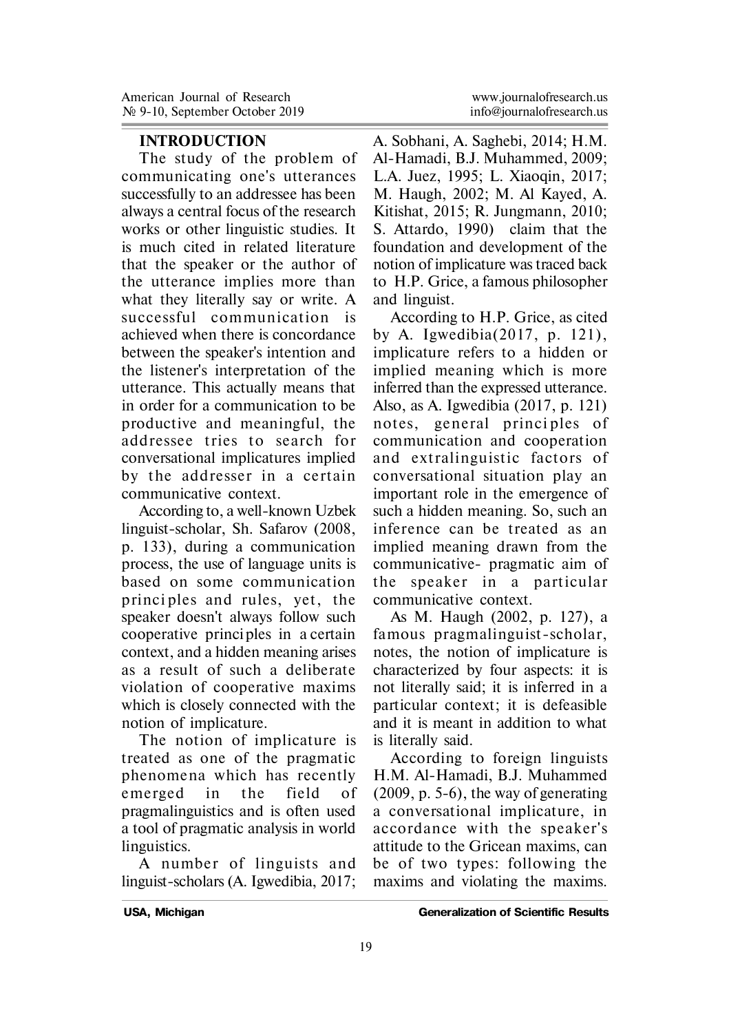## INTRODUCTION

The study of the problem of communicating one's utterances successfully to an addressee has been always a central focus of the research works or other linguistic studies. It is much cited in related literature that the speaker or the author of the utterance implies more than what they literally say or write. A successful communication is achieved when there is concordance between the speaker's intention and the listener's interpretation of the utterance. This actually means that in order for a communication to be productive and meaningful, the addressee tries to search for conversational implicatures implied by the addresser in a certain communicative context.

According to, a well-known Uzbek linguist-scholar, Sh. Safarov (2008, p. 133), during a communication process, the use of language units is based on some communication principles and rules, yet, the speaker doesn't always follow such cooperative principles in a certain context, and a hidden meaning arises as a result of such a deliberate violation of cooperative maxims which is closely connected with the notion of implicature.

The notion of implicature is treated as one of the pragmatic phenomena which has recently emerged in the field of pragmalinguistics and is often used a tool of pragmatic analysis in world linguistics.

A number of linguists and linguist-scholars (A. Igwedibia, 2017; A. Sobhani, A. Saghebi, 2014; H.M. Al-Hamadi, B.J. Muhammed, 2009; L.A. Juez, 1995; L. Xiaoqin, 2017; M. Haugh, 2002; M. Al Kayed, A. Kitishat, 2015; R. Jungmann, 2010; S. Attardo, 1990) claim that the foundation and development of the notion of implicature was traced back to H.P. Grice, a famous philosopher and linguist.

According to H.P. Grice, as cited by A. Igwedibia(2017, p. 121), implicature refers to a hidden or implied meaning which is more inferred than the expressed utterance. Also, as A. Igwedibia (2017, p. 121) notes, general principles of communication and cooperation and extralinguistic factors of conversational situation play an important role in the emergence of such a hidden meaning. So, such an inference can be treated as an implied meaning drawn from the communicative- pragmatic aim of the speaker in a particular communicative context.

As M. Haugh (2002, p. 127), a famous pragmalinguist-scholar, notes, the notion of implicature is characterized by four aspects: it is not literally said; it is inferred in a particular context; it is defeasible and it is meant in addition to what is literally said.

According to foreign linguists H.M. Al-Hamadi, B.J. Muhammed (2009, p. 5-6), the way of generating a conversational implicature, in accordance with the speaker's attitude to the Gricean maxims, can be of two types: following the maxims and violating the maxims.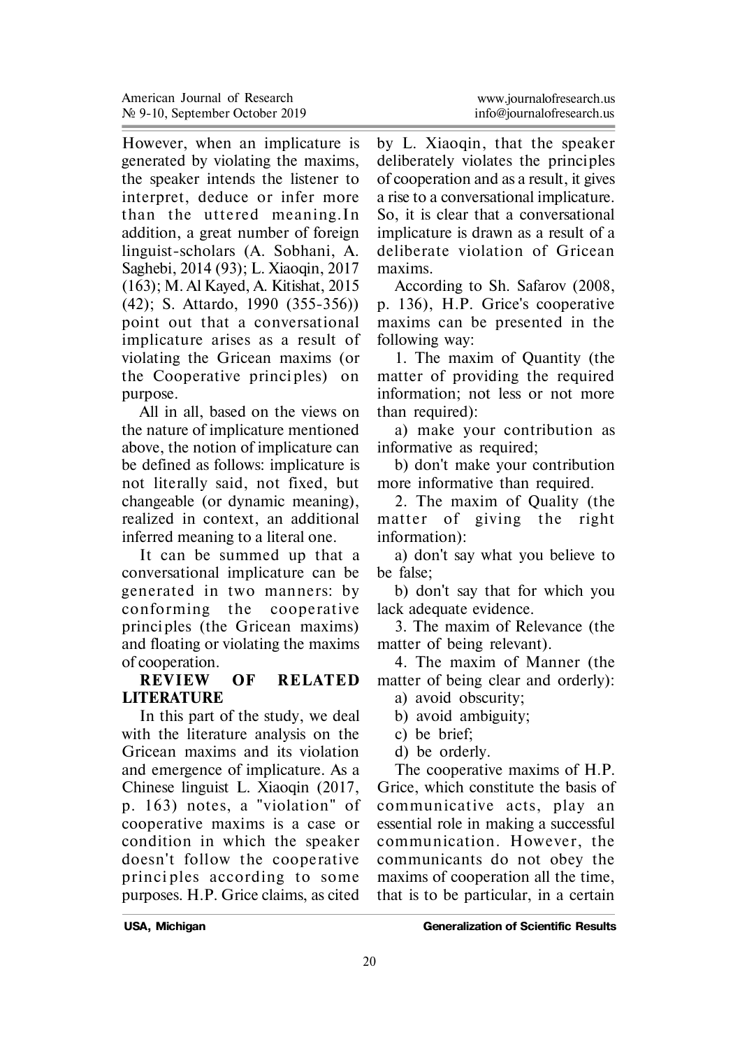However, when an implicature is generated by violating the maxims, the speaker intends the listener to interpret, deduce or infer more than the uttered meaning.In addition, a great number of foreign linguist-scholars (A. Sobhani, A. Saghebi, 2014 (93); L. Xiaoqin, 2017 (163); M. Al Kayed, A. Kitishat, 2015 (42); S. Attardo, 1990 (355-356)) point out that a conversational implicature arises as a result of violating the Gricean maxims (or the Cooperative principles) on purpose.

All in all, based on the views on the nature of implicature mentioned above, the notion of implicature can be defined as follows: implicature is not literally said, not fixed, but changeable (or dynamic meaning), realized in context, an additional inferred meaning to a literal one.

It can be summed up that a conversational implicature can be generated in two manners: by conforming the cooperative principles (the Gricean maxims) and floating or violating the maxims of cooperation.

**REVIEW OF RELATED LITERATURE**

In this part of the study, we deal with the literature analysis on the Gricean maxims and its violation and emergence of implicature. As a Chinese linguist L. Xiaoqin (2017, p. 163) notes, a "violation" of cooperative maxims is a case or condition in which the speaker doesn't follow the cooperative principles according to some purposes. H.P. Grice claims, as cited by L. Xiaoqin, that the speaker deliberately violates the principles of cooperation and as a result, it gives a rise to a conversational implicature. So, it is clear that a conversational implicature is drawn as a result of a deliberate violation of Gricean maxims.

According to Sh. Safarov (2008, p. 136), H.P. Grice's cooperative maxims can be presented in the following way:

1. The maxim of Quantity (the matter of providing the required information; not less or not more than required):

a) make your contribution as informative as required;

b) don't make your contribution more informative than required.

2. The maxim of Quality (the matter of giving the right information):

a) don't say what you believe to be false;

b) don't say that for which you lack adequate evidence.

3. The maxim of Relevance (the matter of being relevant).

4. The maxim of Manner (the matter of being clear and orderly):

a) avoid obscurity;

b) avoid ambiguity;

c) be brief;

d) be orderly.

The cooperative maxims of H.P. Grice, which constitute the basis of communicative acts, play an essential role in making a successful communication. However, the communicants do not obey the maxims of cooperation all the time, that is to be particular, in a certain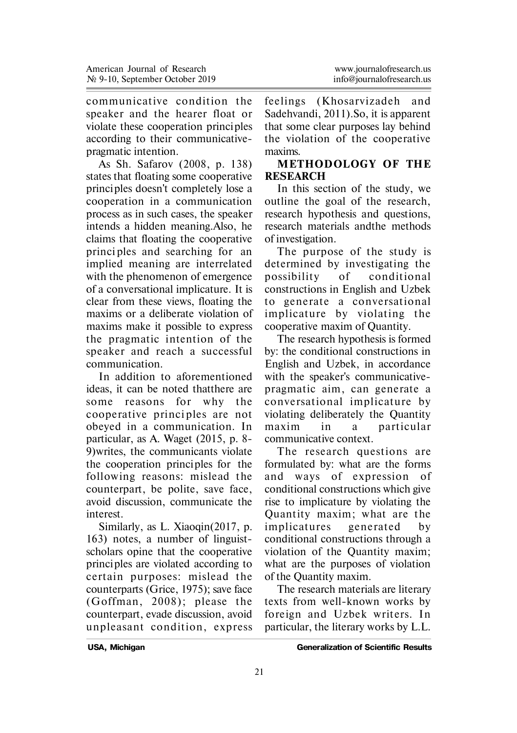communicative condition the speaker and the hearer float or violate these cooperation principles according to their communicative-pragmatic intention.

As Sh. Safarov (2008, p. 138) states that floating some cooperative principles doesn't completely lose a cooperation in a communication process as in such cases, the speaker intends a hidden meaning.Also, he claims that floating the cooperative principles and searching for an implied meaning are interrelated with the phenomenon of emergence of a conversational implicature. It is clear from these views, floating the maxims or a deliberate violation of maxims make it possible to express the pragmatic intention of the speaker and reach a successful communication.

In addition to aforementioned ideas, it can be noted thatthere are some reasons for why the cooperative principles are not obeyed in a communication. In particular, as A. Waget (2015, p. 8-9)writes, the communicants violate the cooperation principles for the following reasons: mislead the counterpart, be polite, save face, avoid discussion, communicate the interest.

Similarly, as L. Xiaoqin(2017, p. 163) notes, a number of linguist-scholars opine that the cooperative principles are violated according to certain purposes: mislead the counterparts (Grice, 1975); save face (Goffman, 2008); please the counterpart, evade discussion, avoid unpleasant condition, express feelings (Khosarvizadeh and Sadehvandi, 2011).So, it is apparent that some clear purposes lay behind the violation of the cooperative maxims.

## METHODOLOGY OF THE RESEARCH

In this section of the study, we outline the goal of the research, research hypothesis and questions, research materials andthe methods of investigation.

The purpose of the study is determined by investigating the possibility of conditional constructions in English and Uzbek to generate a conversational implicature by violating the cooperative maxim of Quantity.

The research hypothesis is formed by: the conditional constructions in English and Uzbek, in accordance with the speaker's communicative-pragmatic aim, can generate a conversational implicature by violating deliberately the Quantity maxim in a particular communicative context.

The research questions are formulated by: what are the forms and ways of expression of conditional constructions which give rise to implicature by violating the Quantity maxim; what are the implicatures generated by conditional constructions through a violation of the Quantity maxim; what are the purposes of violation of the Quantity maxim.

The research materials are literary texts from well-known works by foreign and Uzbek writers. In particular, the literary works by L.L.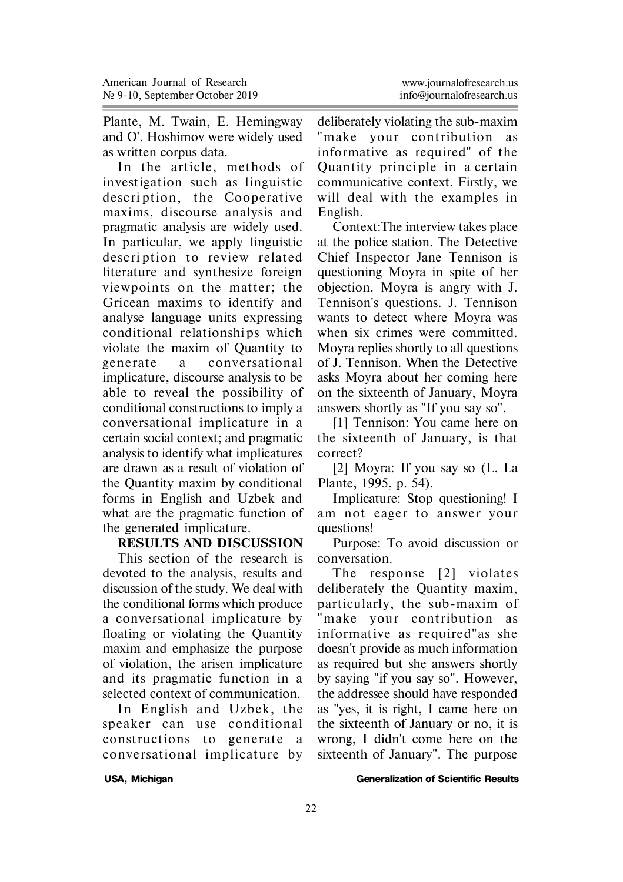Plante, M. Twain, E. Hemingway and O'. Hoshimov were widely used as written corpus data.

In the article, methods of investigation such as linguistic description, the Cooperative maxims, discourse analysis and pragmatic analysis are widely used. In particular, we apply linguistic description to review related literature and synthesize foreign viewpoints on the matter; the Gricean maxims to identify and analyse language units expressing conditional relationships which violate the maxim of Quantity to generate a conversational implicature, discourse analysis to be able to reveal the possibility of conditional constructions to imply a conversational implicature in a certain social context; and pragmatic analysis to identify what implicatures are drawn as a result of violation of the Quantity maxim by conditional forms in English and Uzbek and what are the pragmatic function of the generated implicature.

**RESULTS AND DISCUSSION**

This section of the research is devoted to the analysis, results and discussion of the study. We deal with the conditional forms which produce a conversational implicature by floating or violating the Quantity maxim and emphasize the purpose of violation, the arisen implicature and its pragmatic function in a selected context of communication.

In English and Uzbek, the speaker can use conditional constructions to generate a conversational implicature by deliberately violating the sub-maxim "make your contribution as informative as required" of the Quantity principle in a certain communicative context. Firstly, we will deal with the examples in English.

Context:The interview takes place at the police station. The Detective Chief Inspector Jane Tennison is questioning Moyra in spite of her objection. Moyra is angry with J. Tennison's questions. J. Tennison wants to detect where Moyra was when six crimes were committed. Moyra replies shortly to all questions of J. Tennison. When the Detective asks Moyra about her coming here on the sixteenth of January, Moyra answers shortly as "If you say so".

[1] Tennison: You came here on the sixteenth of January, is that correct?

[2] Moyra: If you say so (L. La Plante, 1995, p. 54).

Implicature: Stop questioning! I am not eager to answer your questions!

Purpose: To avoid discussion or conversation.

The response [2] violates deliberately the Quantity maxim, particularly, the sub-maxim of "make your contribution as informative as required"as she doesn't provide as much information as required but she answers shortly by saying "if you say so". However, the addressee should have responded as "yes, it is right, I came here on the sixteenth of January or no, it is wrong, I didn't come here on the sixteenth of January". The purpose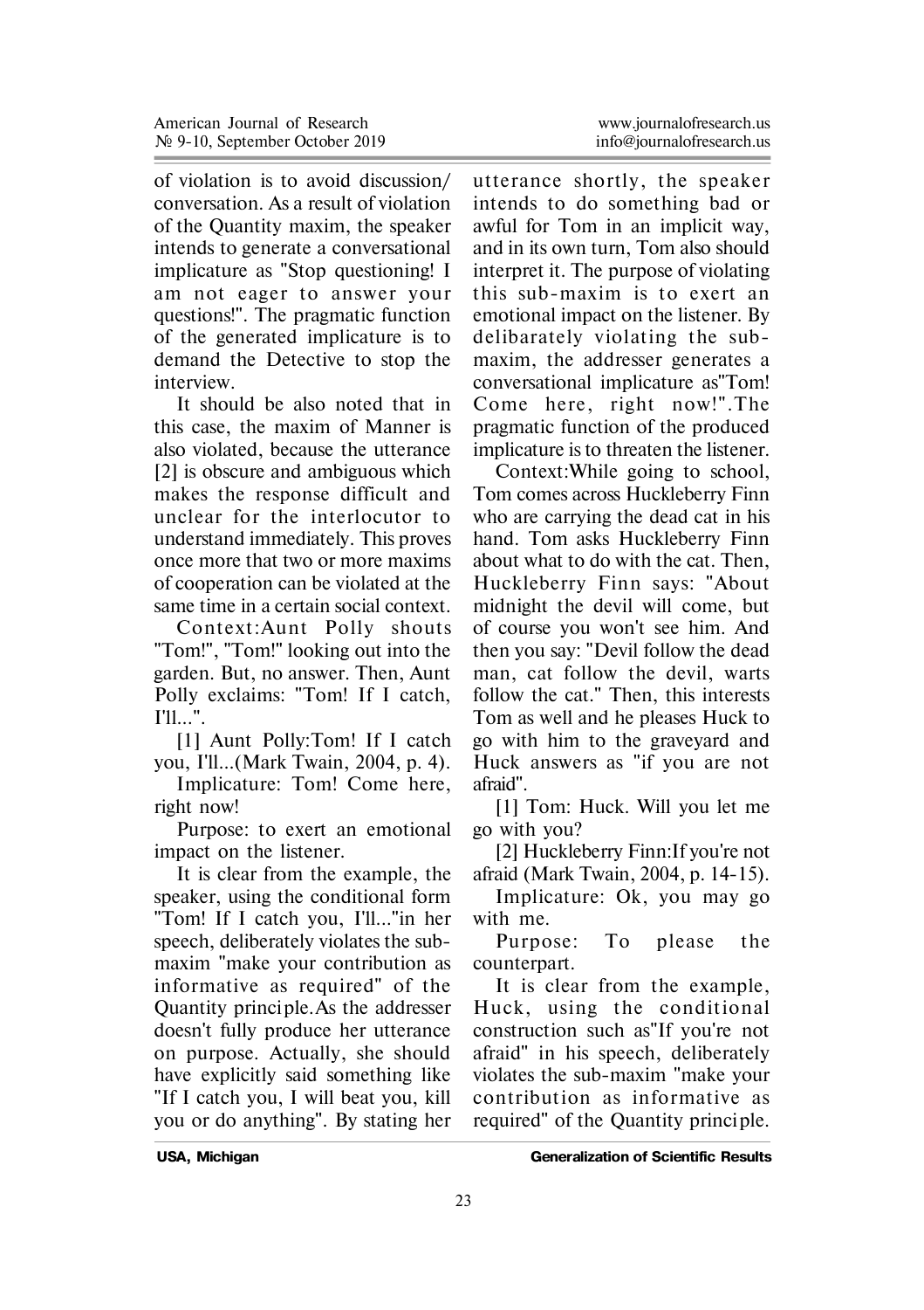of violation is to avoid discussion/ conversation. As a result of violation of the Quantity maxim, the speaker intends to generate a conversational implicature as "Stop questioning! I am not eager to answer your questions!". The pragmatic function of the generated implicature is to demand the Detective to stop the interview.

It should be also noted that in this case, the maxim of Manner is also violated, because the utterance [2] is obscure and ambiguous which makes the response difficult and unclear for the interlocutor to understand immediately. This proves once more that two or more maxims of cooperation can be violated at the same time in a certain social context.

Context:Aunt Polly shouts "Tom!", "Tom!" looking out into the garden. But, no answer. Then, Aunt Polly exclaims: "Tom! If I catch, I'll...".

[1] Aunt Polly:Tom! If I catch you, I'll...(Mark Twain, 2004, p. 4).

Implicature: Tom! Come here, right now!

Purpose: to exert an emotional impact on the listener.

It is clear from the example, the speaker, using the conditional form "Tom! If I catch you, I'll..."in her speech, deliberately violates the sub-maxim "make your contribution as informative as required" of the Quantity principle.As the addresser doesn't fully produce her utterance on purpose. Actually, she should have explicitly said something like "If I catch you, I will beat you, kill you or do anything". By stating her utterance shortly, the speaker intends to do something bad or awful for Tom in an implicit way, and in its own turn, Tom also should interpret it. The purpose of violating this sub-maxim is to exert an emotional impact on the listener. By delibarately violating the sub-maxim, the addresser generates a conversational implicature as"Tom! Come here, right now!".The pragmatic function of the produced implicature is to threaten the listener.

Context:While going to school, Tom comes across Huckleberry Finn who are carrying the dead cat in his hand. Tom asks Huckleberry Finn about what to do with the cat. Then, Huckleberry Finn says: "About midnight the devil will come, but of course you won't see him. And then you say: "Devil follow the dead man, cat follow the devil, warts follow the cat." Then, this interests Tom as well and he pleases Huck to go with him to the graveyard and Huck answers as "if you are not afraid".

[1] Tom: Huck. Will you let me go with you?

[2] Huckleberry Finn:If you're not afraid (Mark Twain, 2004, p. 14-15).

Implicature: Ok, you may go with me.

Purpose: To please the counterpart.

It is clear from the example, Huck, using the conditional construction such as"If you're not afraid" in his speech, deliberately violates the sub-maxim "make your contribution as informative as required" of the Quantity principle.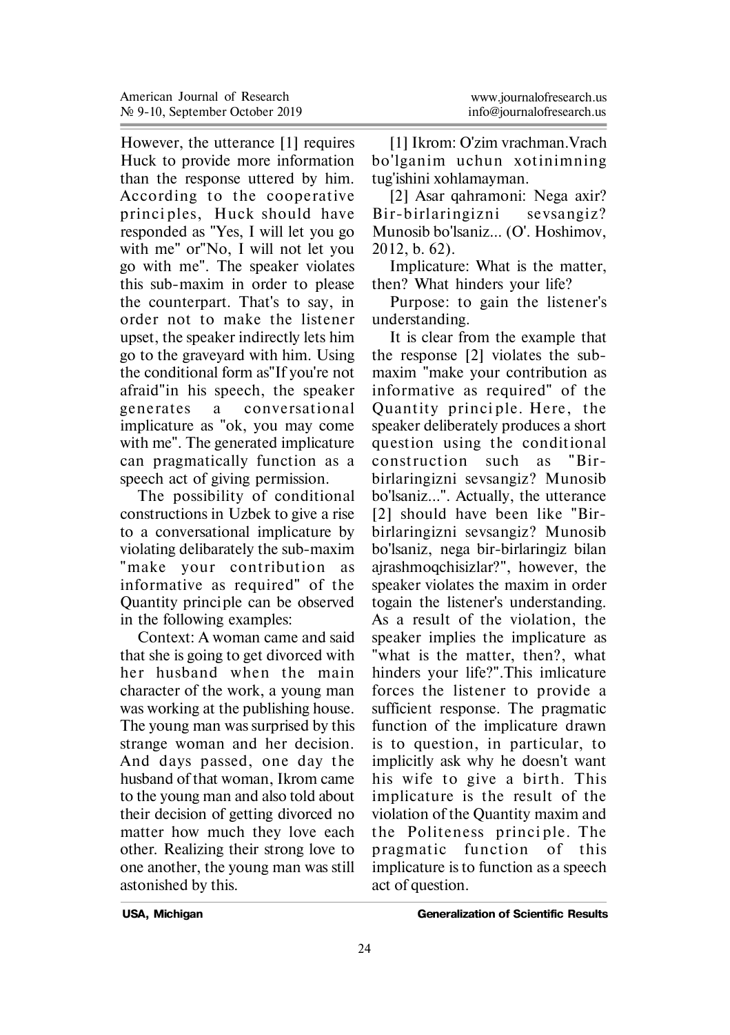However, the utterance [1] requires Huck to provide more information than the response uttered by him. According to the cooperative principles, Huck should have responded as "Yes, I will let you go with me" or"No, I will not let you go with me". The speaker violates this sub-maxim in order to please the counterpart. That's to say, in order not to make the listener upset, the speaker indirectly lets him go to the graveyard with him. Using the conditional form as"If you're not afraid"in his speech, the speaker generates a conversational implicature as "ok, you may come with me". The generated implicature can pragmatically function as a speech act of giving permission.

The possibility of conditional constructions in Uzbek to give a rise to a conversational implicature by violating delibarately the sub-maxim "make your contribution as informative as required" of the Quantity principle can be observed in the following examples:

Context: A woman came and said that she is going to get divorced with her husband when the main character of the work, a young man was working at the publishing house. The young man was surprised by this strange woman and her decision. And days passed, one day the husband of that woman, Ikrom came to the young man and also told about their decision of getting divorced no matter how much they love each other. Realizing their strong love to one another, the young man was still astonished by this.

[1] Ikrom: O'zim vrachman.Vrach bo'lganim uchun xotinimning tug'ishini xohlamayman.

[2] Asar qahramoni: Nega axir? Bir-birlaringizni sevsangiz? Munosib bo'lsaniz... (O'. Hoshimov, 2012, b. 62).

Implicature: What is the matter, then? What hinders your life?

Purpose: to gain the listener's understanding.

It is clear from the example that the response [2] violates the sub-maxim "make your contribution as informative as required" of the Quantity principle. Here, the speaker deliberately produces a short question using the conditional construction such as "Bir-birlaringizni sevsangiz? Munosib bo'lsaniz...". Actually, the utterance [2] should have been like "Bir-birlaringizni sevsangiz? Munosib bo'lsaniz, nega bir-birlaringiz bilan ajrashmoqchisizlar?", however, the speaker violates the maxim in order togain the listener's understanding. As a result of the violation, the speaker implies the implicature as "what is the matter, then?, what hinders your life?".This imlicature forces the listener to provide a sufficient response. The pragmatic function of the implicature drawn is to question, in particular, to implicitly ask why he doesn't want his wife to give a birth. This implicature is the result of the violation of the Quantity maxim and the Politeness principle. The pragmatic function of this implicature is to function as a speech act of question.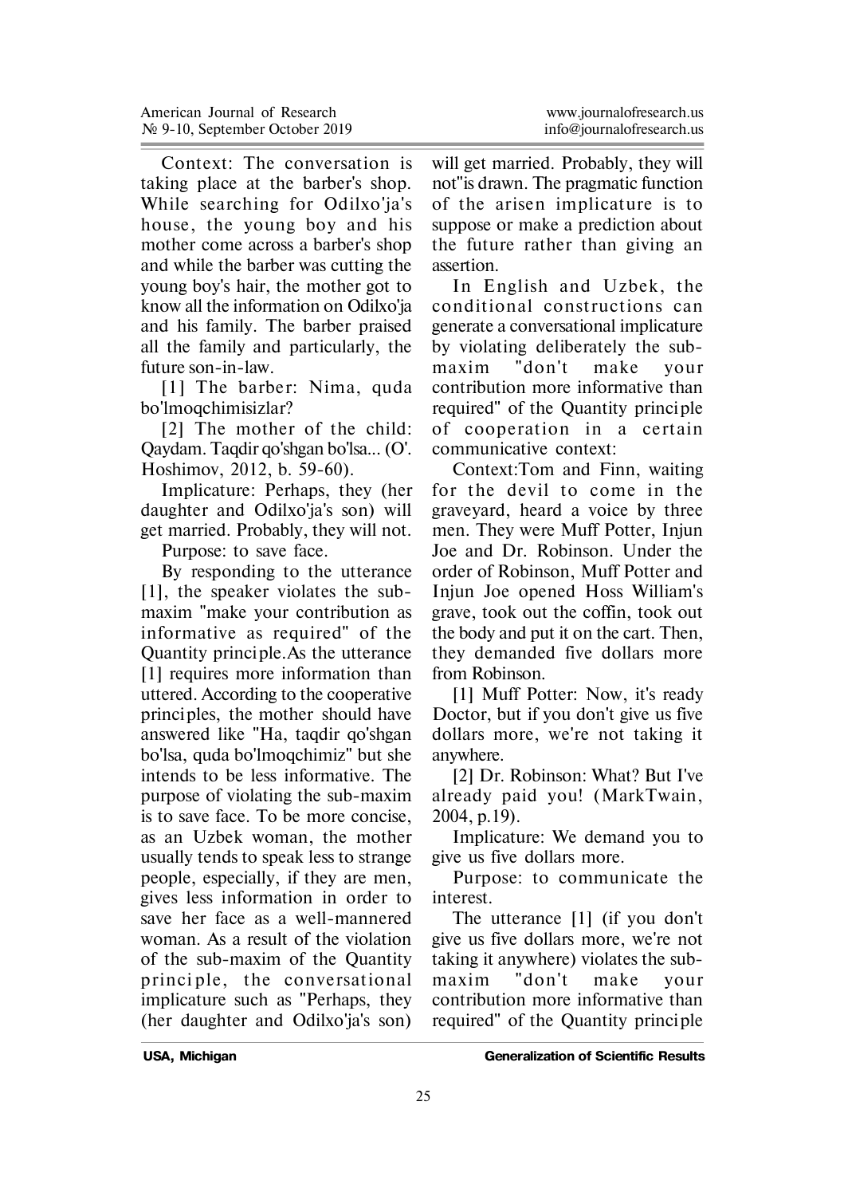Context: The conversation is taking place at the barber's shop. While searching for Odilxo'ja's house, the young boy and his mother come across a barber's shop and while the barber was cutting the young boy's hair, the mother got to know all the information on Odilxo'ja and his family. The barber praised all the family and particularly, the future son-in-law.

[1] The barber: Nima, quda bo'lmoqchimisizlar?

[2] The mother of the child: Qaydam. Taqdir qo'shgan bo'lsa... (O'. Hoshimov, 2012, b. 59-60).

Implicature: Perhaps, they (her daughter and Odilxo'ja's son) will get married. Probably, they will not.

Purpose: to save face.

By responding to the utterance [1], the speaker violates the sub-maxim "make your contribution as informative as required" of the Quantity principle.As the utterance [1] requires more information than uttered. According to the cooperative principles, the mother should have answered like "Ha, taqdir qo'shgan bo'lsa, quda bo'lmoqchimiz" but she intends to be less informative. The purpose of violating the sub-maxim is to save face. To be more concise, as an Uzbek woman, the mother usually tends to speak less to strange people, especially, if they are men, gives less information in order to save her face as a well-mannered woman. As a result of the violation of the sub-maxim of the Quantity principle, the conversational implicature such as "Perhaps, they (her daughter and Odilxo'ja's son) will get married. Probably, they will not"is drawn. The pragmatic function of the arisen implicature is to suppose or make a prediction about the future rather than giving an assertion.

In English and Uzbek, the conditional constructions can generate a conversational implicature by violating deliberately the sub-maxim "don't make your contribution more informative than required" of the Quantity principle of cooperation in a certain communicative context:

Context:Tom and Finn, waiting for the devil to come in the graveyard, heard a voice by three men. They were Muff Potter, Injun Joe and Dr. Robinson. Under the order of Robinson, Muff Potter and Injun Joe opened Hoss William's grave, took out the coffin, took out the body and put it on the cart. Then, they demanded five dollars more from Robinson.

[1] Muff Potter: Now, it's ready Doctor, but if you don't give us five dollars more, we're not taking it anywhere.

[2] Dr. Robinson: What? But I've already paid you! (MarkTwain, 2004, p.19).

Implicature: We demand you to give us five dollars more.

Purpose: to communicate the interest.

The utterance [1] (if you don't give us five dollars more, we're not taking it anywhere) violates the sub-maxim "don't make your contribution more informative than required" of the Quantity principle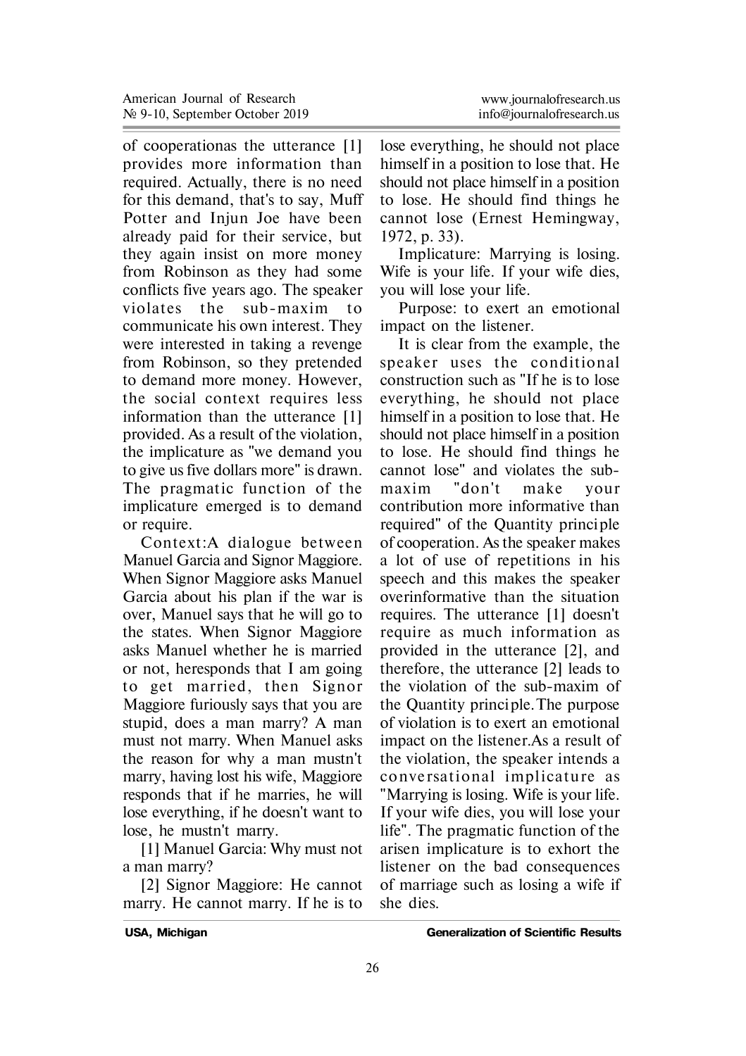of cooperationas the utterance [1] provides more information than required. Actually, there is no need for this demand, that's to say, Muff Potter and Injun Joe have been already paid for their service, but they again insist on more money from Robinson as they had some conflicts five years ago. The speaker violates the sub-maxim to communicate his own interest. They were interested in taking a revenge from Robinson, so they pretended to demand more money. However, the social context requires less information than the utterance [1] provided. As a result of the violation, the implicature as "we demand you to give us five dollars more" is drawn. The pragmatic function of the implicature emerged is to demand or require.

Context:A dialogue between Manuel Garcia and Signor Maggiore. When Signor Maggiore asks Manuel Garcia about his plan if the war is over, Manuel says that he will go to the states. When Signor Maggiore asks Manuel whether he is married or not, heresponds that I am going to get married, then Signor Maggiore furiously says that you are stupid, does a man marry? A man must not marry. When Manuel asks the reason for why a man mustn't marry, having lost his wife, Maggiore responds that if he marries, he will lose everything, if he doesn't want to lose, he mustn't marry.

[1] Manuel Garcia: Why must not a man marry?

[2] Signor Maggiore: He cannot marry. He cannot marry. If he is to lose everything, he should not place himself in a position to lose that. He should not place himself in a position to lose. He should find things he cannot lose (Ernest Hemingway, 1972, p. 33).

Implicature: Marrying is losing. Wife is your life. If your wife dies, you will lose your life.

Purpose: to exert an emotional impact on the listener.

It is clear from the example, the speaker uses the conditional construction such as "If he is to lose everything, he should not place himself in a position to lose that. He should not place himself in a position to lose. He should find things he cannot lose" and violates the sub-maxim "don't make your contribution more informative than required" of the Quantity principle of cooperation. As the speaker makes a lot of use of repetitions in his speech and this makes the speaker overinformative than the situation requires. The utterance [1] doesn't require as much information as provided in the utterance [2], and therefore, the utterance [2] leads to the violation of the sub-maxim of the Quantity principle.The purpose of violation is to exert an emotional impact on the listener.As a result of the violation, the speaker intends a conversational implicature as "Marrying is losing. Wife is your life. If your wife dies, you will lose your life". The pragmatic function of the arisen implicature is to exhort the listener on the bad consequences of marriage such as losing a wife if she dies.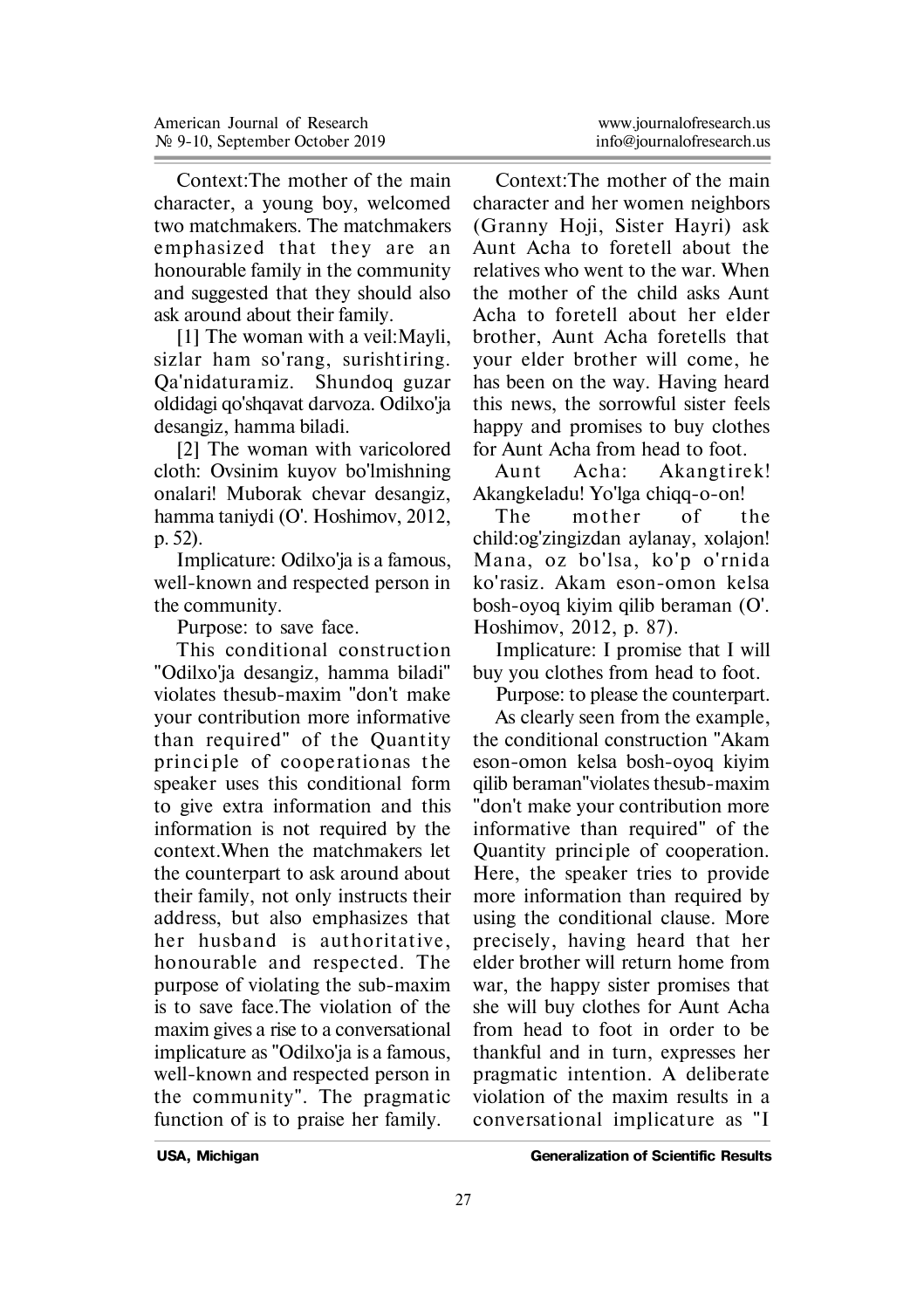Context:The mother of the main character, a young boy, welcomed two matchmakers. The matchmakers emphasized that they are an honourable family in the community and suggested that they should also ask around about their family.

[1] The woman with a veil:Mayli, sizlar ham so'rang, surishtiring. Qa'nidaturamiz. Shundoq guzar oldidagi qo'shqavat darvoza. Odilxo'ja desangiz, hamma biladi.

[2] The woman with varicolored cloth: Ovsinim kuyov bo'lmishning onalari! Muborak chevar desangiz, hamma taniydi (O'. Hoshimov, 2012, p. 52).

Implicature: Odilxo'ja is a famous, well-known and respected person in the community.

Purpose: to save face.

This conditional construction "Odilxo'ja desangiz, hamma biladi" violates thesub-maxim "don't make your contribution more informative than required" of the Quantity principle of cooperationas the speaker uses this conditional form to give extra information and this information is not required by the context.When the matchmakers let the counterpart to ask around about their family, not only instructs their address, but also emphasizes that her husband is authoritative, honourable and respected. The purpose of violating the sub-maxim is to save face.The violation of the maxim gives a rise to a conversational implicature as "Odilxo'ja is a famous, well-known and respected person in the community". The pragmatic function of is to praise her family.

Context:The mother of the main character and her women neighbors (Granny Hoji, Sister Hayri) ask Aunt Acha to foretell about the relatives who went to the war. When the mother of the child asks Aunt Acha to foretell about her elder brother, Aunt Acha foretells that your elder brother will come, he has been on the way. Having heard this news, the sorrowful sister feels happy and promises to buy clothes for Aunt Acha from head to foot.

Aunt Acha: Akangtirek! Akangkeladu! Yo'lga chiqq-o-on!

The mother of the child:og'zingizdan aylanay, xolajon! Mana, oz bo'lsa, ko'p o'rnida ko'rasiz. Akam eson-omon kelsa bosh-oyoq kiyim qilib beraman (O'. Hoshimov, 2012, p. 87).

Implicature: I promise that I will buy you clothes from head to foot.

Purpose: to please the counterpart.

As clearly seen from the example, the conditional construction "Akam eson-omon kelsa bosh-oyoq kiyim qilib beraman"violates thesub-maxim "don't make your contribution more informative than required" of the Quantity principle of cooperation. Here, the speaker tries to provide more information than required by using the conditional clause. More precisely, having heard that her elder brother will return home from war, the happy sister promises that she will buy clothes for Aunt Acha from head to foot in order to be thankful and in turn, expresses her pragmatic intention. A deliberate violation of the maxim results in a conversational implicature as "I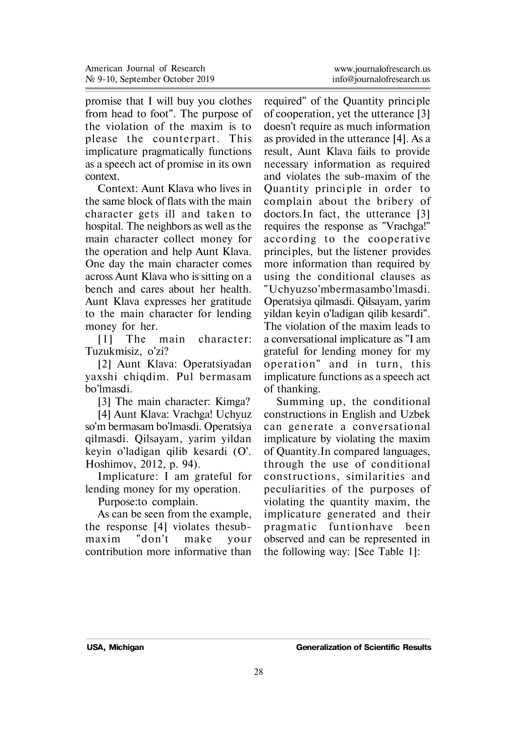promise that I will buy you clothes from head to foot". The purpose of the violation of the maxim is to please the counterpart. This implicature pragmatically functions as a speech act of promise in its own context.

Context: Aunt Klava who lives in the same block of flats with the main character gets ill and taken to hospital. The neighbors as well as the main character collect money for the operation and help Aunt Klava. One day the main character comes across Aunt Klava who is sitting on a bench and cares about her health. Aunt Klava expresses her gratitude to the main character for lending money for her.

[1] The main character: Tuzukmisiz, o'zi?

[2] Aunt Klava: Operatsiyadan yaxshi chiqdim. Pul bermasam bo'lmasdi.

[3] The main character: Kimga?

[4] Aunt Klava: Vrachga! Uchyuz so'm bermasam bo'lmasdi. Operatsiya qilmasdi. Qilsayam, yarim yildan keyin o'ladigan qilib kesardi (O'. Hoshimov, 2012, p. 94).

Implicature: I am grateful for lending money for my operation.

Purpose:to complain.

As can be seen from the example, the response [4] violates thesub-maxim "don't make your contribution more informative than required" of the Quantity principle of cooperation, yet the utterance [3] doesn't require as much information as provided in the utterance [4]. As a result, Aunt Klava fails to provide necessary information as required and violates the sub-maxim of the Quantity principle in order to complain about the bribery of doctors.In fact, the utterance [3] requires the response as "Vrachga!" according to the cooperative principles, but the listener provides more information than required by using the conditional clauses as "Uchyuzso'mbermasambo'lmasdi. Operatsiya qilmasdi. Qilsayam, yarim yildan keyin o'ladigan qilib kesardi". The violation of the maxim leads to a conversational implicature as "I am grateful for lending money for my operation" and in turn, this implicature functions as a speech act of thanking.

Summing up, the conditional constructions in English and Uzbek can generate a conversational implicature by violating the maxim of Quantity.In compared languages, through the use of conditional constructions, similarities and peculiarities of the purposes of violating the quantity maxim, the implicature generated and their pragmatic funtionhave been observed and can be represented in the following way: [See Table 1]: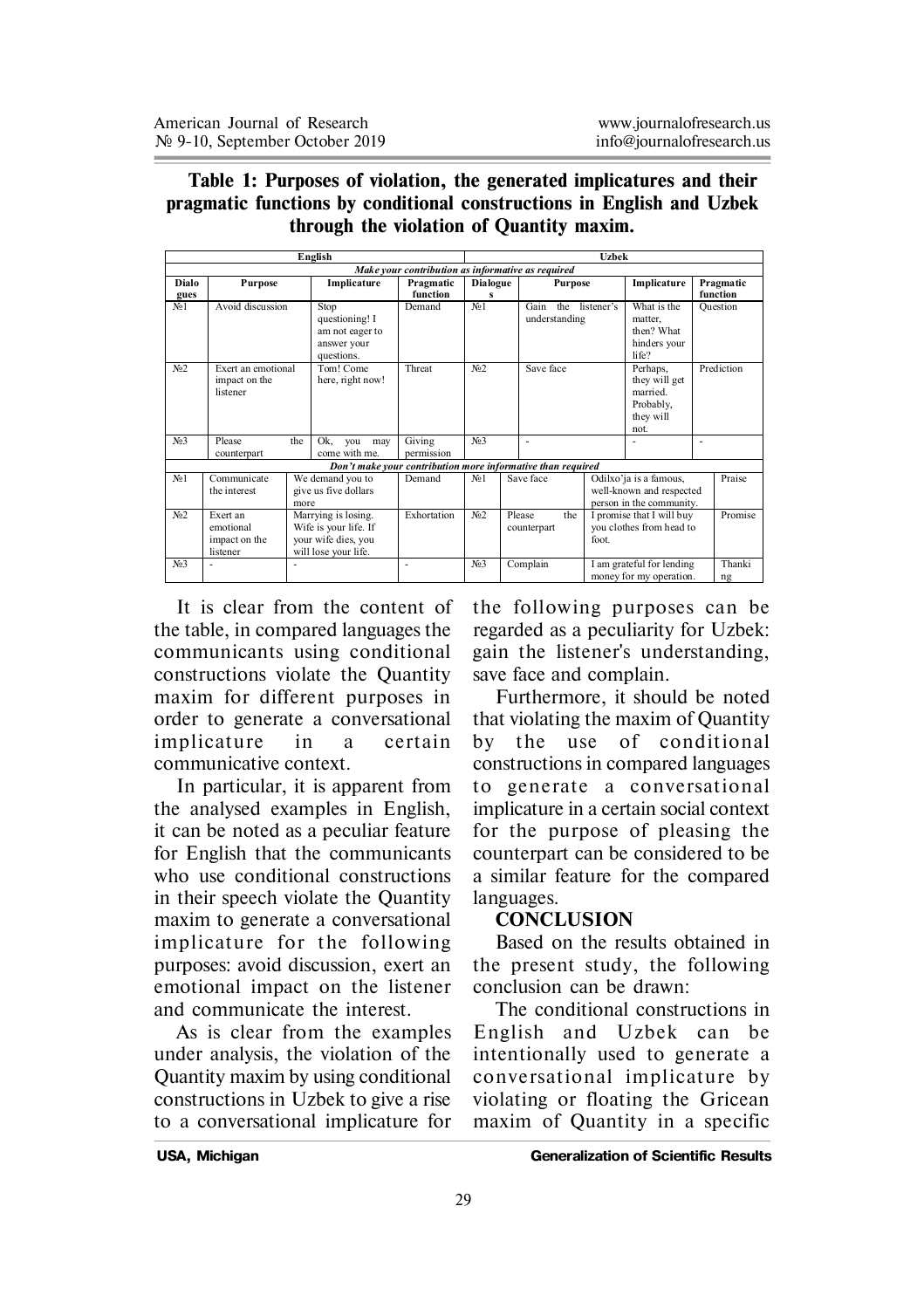**Table 1: Purposes of violation, the generated implicatures and their pragmatic functions by conditional constructions in English and Uzbek through the violation of Quantity maxim.**

| English | | | | Uzbek | | | |
|---|---|---|---|---|---|---|---|
| ***Make your contribution as informative as required*** | | | | | | | |
| **Dialogues** | **Purpose** | **Implicature** | **Pragmatic function** | **Dialogues** | **Purpose** | **Implicature** | **Pragmatic function** |
| №1 | Avoid discussion | Stop questioning! I am not eager to answer your questions. | Demand | №1 | Gain the listener's understanding | What is the matter, then? What hinders your life? | Question |
| №2 | Exert an emotional impact on the listener | Tom! Come here, right now! | Threat | №2 | Save face | Perhaps, they will get married. Probably, they will not. | Prediction |
| №3 | Please the counterpart | Ok, you may come with me. | Giving permission | №3 | - | - | - |
| ***Don't make your contribution more informative than required*** | | | | | | | |
| №1 | Communicate the interest | We demand you to give us five dollars more | Demand | №1 | Save face | Odilxo'ja is a famous, well-known and respected person in the community. | Praise |
| №2 | Exert an emotional impact on the listener | Marrying is losing. Wife is your life. If your wife dies, you will lose your life. | Exhortation | №2 | Please the counterpart | I promise that I will buy you clothes from head to foot. | Promise |
| №3 | - | - | - | №3 | Complain | I am grateful for lending money for my operation. | Thanking |

It is clear from the content of the table, in compared languages the communicants using conditional constructions violate the Quantity maxim for different purposes in order to generate a conversational implicature in a certain communicative context.

In particular, it is apparent from the analysed examples in English, it can be noted as a peculiar feature for English that the communicants who use conditional constructions in their speech violate the Quantity maxim to generate a conversational implicature for the following purposes: avoid discussion, exert an emotional impact on the listener and communicate the interest.

As is clear from the examples under analysis, the violation of the Quantity maxim by using conditional constructions in Uzbek to give a rise to a conversational implicature for the following purposes can be regarded as a peculiarity for Uzbek: gain the listener's understanding, save face and complain.

Furthermore, it should be noted that violating the maxim of Quantity by the use of conditional constructions in compared languages to generate a conversational implicature in a certain social context for the purpose of pleasing the counterpart can be considered to be a similar feature for the compared languages.

## CONCLUSION

Based on the results obtained in the present study, the following conclusion can be drawn:

The conditional constructions in English and Uzbek can be intentionally used to generate a conversational implicature by violating or floating the Gricean maxim of Quantity in a specific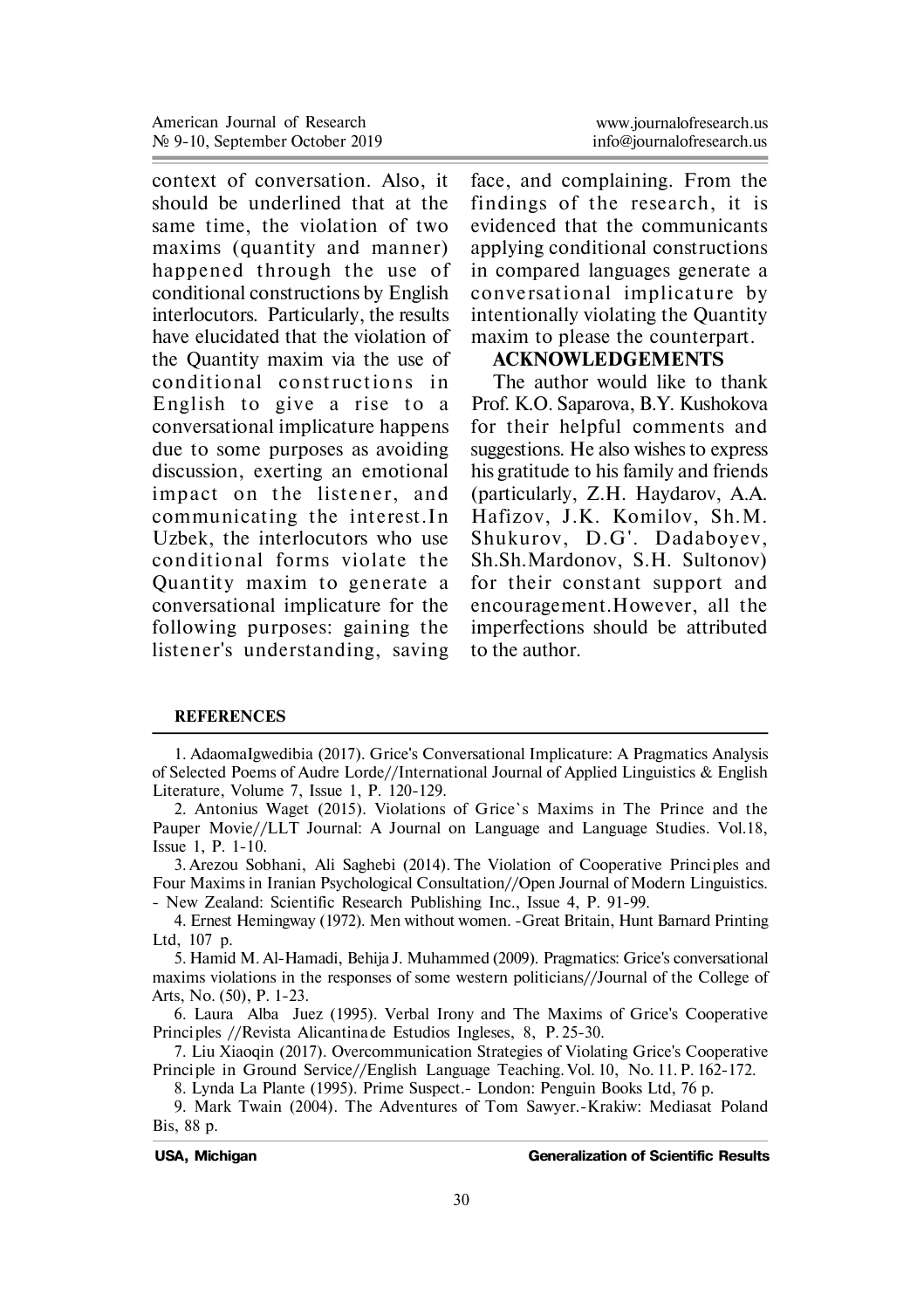context of conversation. Also, it should be underlined that at the same time, the violation of two maxims (quantity and manner) happened through the use of conditional constructions by English interlocutors. Particularly, the results have elucidated that the violation of the Quantity maxim via the use of conditional constructions in English to give a rise to a conversational implicature happens due to some purposes as avoiding discussion, exerting an emotional impact on the listener, and communicating the interest.In Uzbek, the interlocutors who use conditional forms violate the Quantity maxim to generate a conversational implicature for the following purposes: gaining the listener's understanding, saving face, and complaining. From the findings of the research, it is evidenced that the communicants applying conditional constructions in compared languages generate a conversational implicature by intentionally violating the Quantity maxim to please the counterpart.

## ACKNOWLEDGEMENTS

The author would like to thank Prof. K.O. Saparova, B.Y. Kushokova for their helpful comments and suggestions. He also wishes to express his gratitude to his family and friends (particularly, Z.H. Haydarov, A.A. Hafizov, J.K. Komilov, Sh.M. Shukurov, D.G'. Dadaboyev, Sh.Sh.Mardonov, S.H. Sultonov) for their constant support and encouragement.However, all the imperfections should be attributed to the author.

## REFERENCES

1. AdaomaIgwedibia (2017). Grice's Conversational Implicature: A Pragmatics Analysis of Selected Poems of Audre Lorde//International Journal of Applied Linguistics & English Literature, Volume 7, Issue 1, P. 120-129.
2. Antonius Waget (2015). Violations of Grice`s Maxims in The Prince and the Pauper Movie//LLT Journal: A Journal on Language and Language Studies. Vol.18, Issue 1, P. 1-10.
3. Arezou Sobhani, Ali Saghebi (2014). The Violation of Cooperative Principles and Four Maxims in Iranian Psychological Consultation//Open Journal of Modern Linguistics. - New Zealand: Scientific Research Publishing Inc., Issue 4, P. 91-99.
4. Ernest Hemingway (1972). Men without women. -Great Britain, Hunt Barnard Printing Ltd, 107 p.
5. Hamid M. Al-Hamadi, Behija J. Muhammed (2009). Pragmatics: Grice's conversational maxims violations in the responses of some western politicians//Journal of the College of Arts, No. (50), P. 1-23.
6. Laura Alba Juez (1995). Verbal Irony and The Maxims of Grice's Cooperative Principles //Revista Alicantinade Estudios Ingleses, 8, P. 25-30.
7. Liu Xiaoqin (2017). Overcommunication Strategies of Violating Grice's Cooperative Principle in Ground Service//English Language Teaching. Vol. 10, No. 11. P. 162-172.
8. Lynda La Plante (1995). Prime Suspect.- London: Penguin Books Ltd, 76 p.
9. Mark Twain (2004). The Adventures of Tom Sawyer.-Krakiw: Mediasat Poland Bis, 88 p.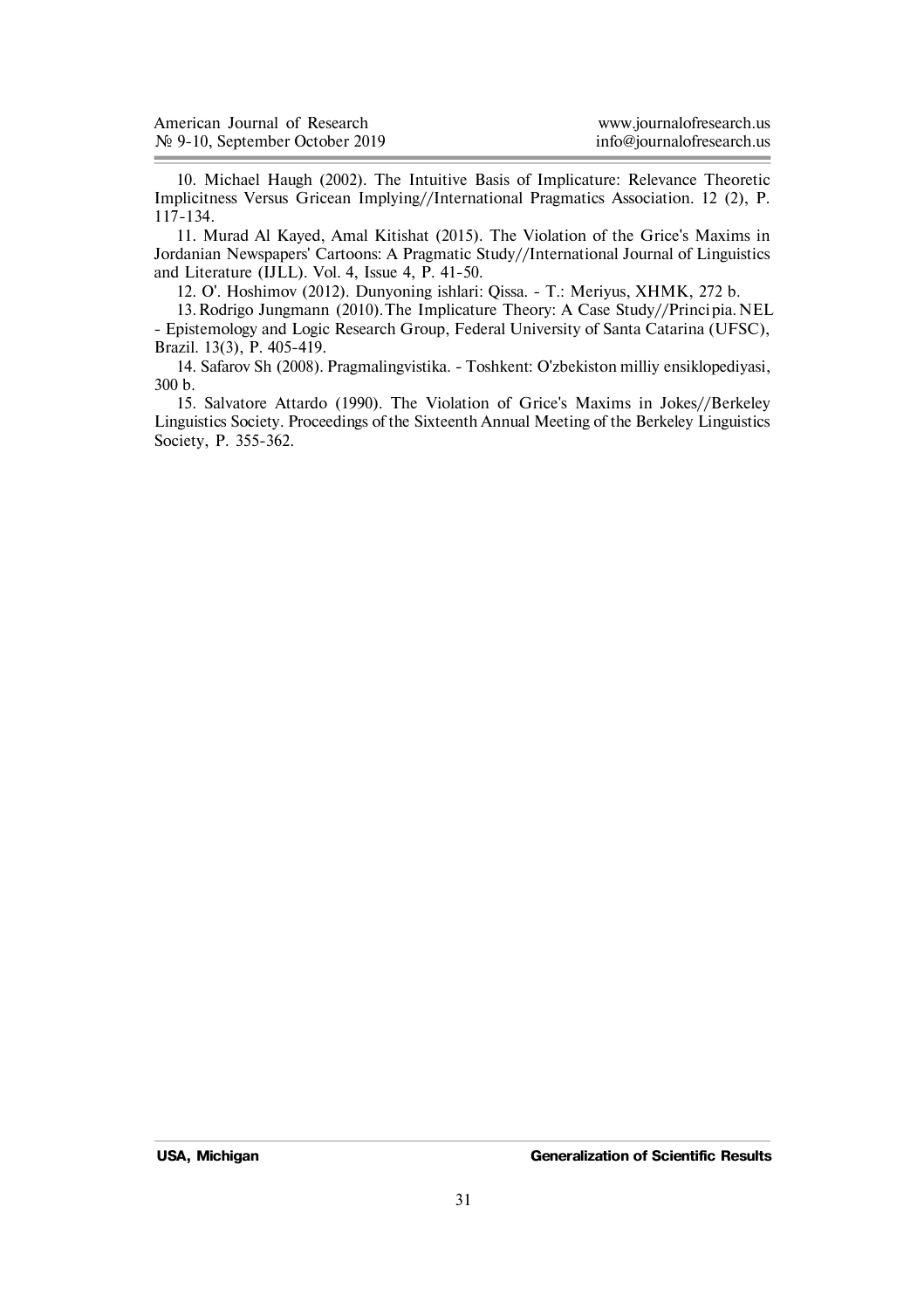10. Michael Haugh (2002). The Intuitive Basis of Implicature: Relevance Theoretic Implicitness Versus Gricean Implying//International Pragmatics Association. 12 (2), P. 117-134.

11. Murad Al Kayed, Amal Kitishat (2015). The Violation of the Grice's Maxims in Jordanian Newspapers' Cartoons: A Pragmatic Study//International Journal of Linguistics and Literature (IJLL). Vol. 4, Issue 4, P. 41-50.

12. O'. Hoshimov (2012). Dunyoning ishlari: Qissa. - T.: Meriyus, XHMK, 272 b.

13. Rodrigo Jungmann (2010). The Implicature Theory: A Case Study//Principia. NEL - Epistemology and Logic Research Group, Federal University of Santa Catarina (UFSC), Brazil. 13(3), P. 405-419.

14. Safarov Sh (2008). Pragmalingvistika. - Toshkent: O'zbekiston milliy ensiklopediyasi, 300 b.

15. Salvatore Attardo (1990). The Violation of Grice's Maxims in Jokes//Berkeley Linguistics Society. Proceedings of the Sixteenth Annual Meeting of the Berkeley Linguistics Society, P. 355-362.